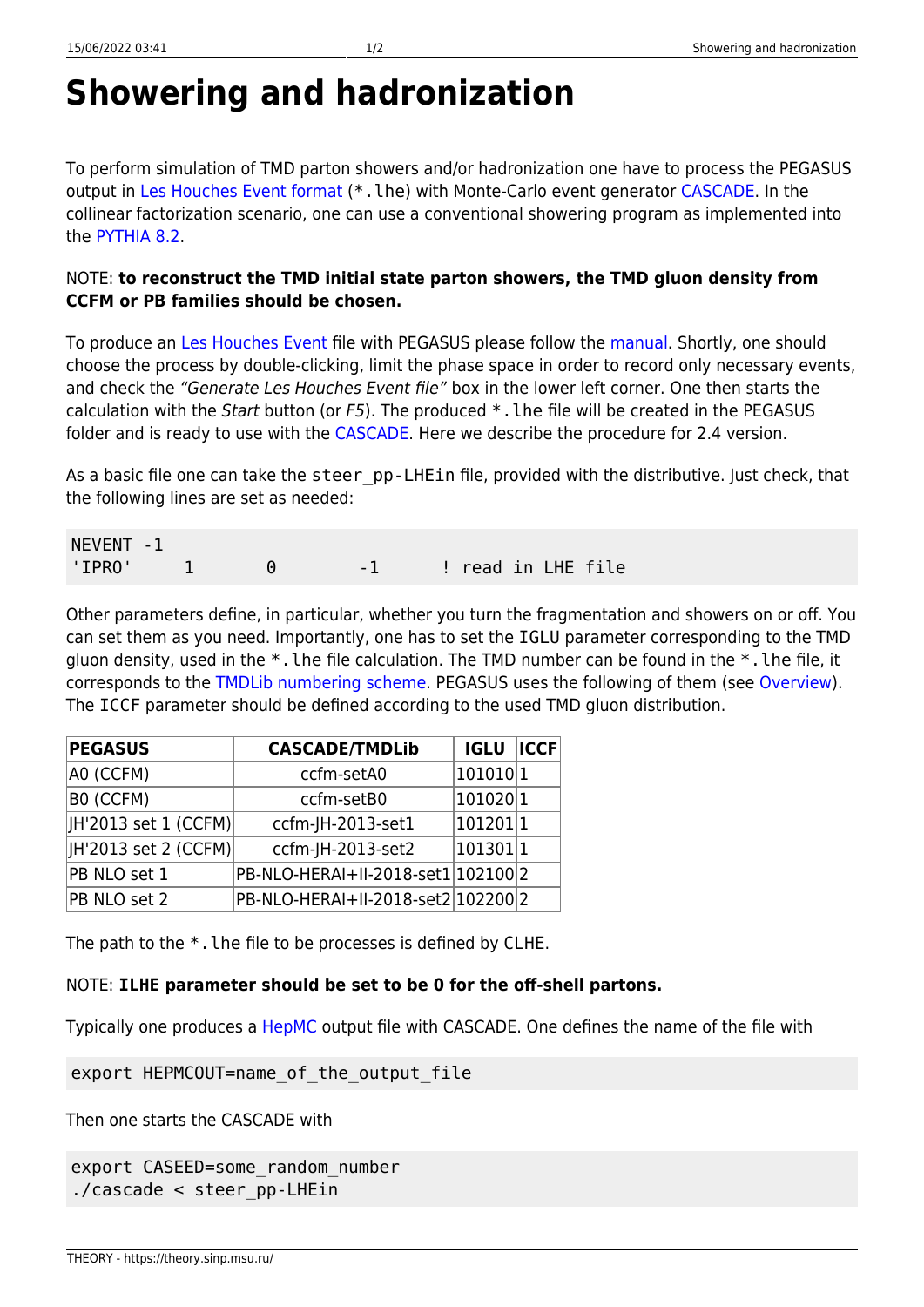# Showering and hadronization

To perform simulation of TMD parton showers and/or hadronization one have to process the PEGASUS output in Les Houches Event format (*.lhe) with Monte-Carlo event generator CASCADE. In the collinear factorization scenario, one can use a conventional showering program as implemented into the PYTHIA 8.2.

NOTE: **to reconstruct the TMD initial state parton showers, the TMD gluon density from CCFM or PB families should be chosen.**

To produce an Les Houches Event file with PEGASUS please follow the manual. Shortly, one should choose the process by double-clicking, limit the phase space in order to record only necessary events, and check the *"Generate Les Houches Event file"* box in the lower left corner. One then starts the calculation with the *Start* button (or *F5*). The produced *.lhe file will be created in the PEGASUS folder and is ready to use with the CASCADE. Here we describe the procedure for 2.4 version.

As a basic file one can take the `steer_pp-LHEin` file, provided with the distributive. Just check, that the following lines are set as needed:

```
NEVENT -1
'IPRO'    1      0      -1      ! read in LHE file
```

Other parameters define, in particular, whether you turn the fragmentation and showers on or off. You can set them as you need. Importantly, one has to set the `IGLU` parameter corresponding to the TMD gluon density, used in the *.lhe file calculation. The TMD number can be found in the *.lhe file, it corresponds to the TMDLib numbering scheme. PEGASUS uses the following of them (see Overview). The `ICCF` parameter should be defined according to the used TMD gluon distribution.

| PEGASUS | CASCADE/TMDLib | IGLU | ICCF |
|---|---|---|---|
| A0 (CCFM) | ccfm-setA0 | 101010 | 1 |
| B0 (CCFM) | ccfm-setB0 | 101020 | 1 |
| JH'2013 set 1 (CCFM) | ccfm-JH-2013-set1 | 101201 | 1 |
| JH'2013 set 2 (CCFM) | ccfm-JH-2013-set2 | 101301 | 1 |
| PB NLO set 1 | PB-NLO-HERAI+II-2018-set1 | 102100 | 2 |
| PB NLO set 2 | PB-NLO-HERAI+II-2018-set2 | 102200 | 2 |

The path to the *.lhe file to be processes is defined by `CLHE`.

NOTE: **`ILHE` parameter should be set to be 0 for the off-shell partons.**

Typically one produces a HepMC output file with CASCADE. One defines the name of the file with

```
export HEPMCOUT=name_of_the_output_file
```

Then one starts the CASCADE with

```
export CASEED=some_random_number
./cascade < steer_pp-LHEin
```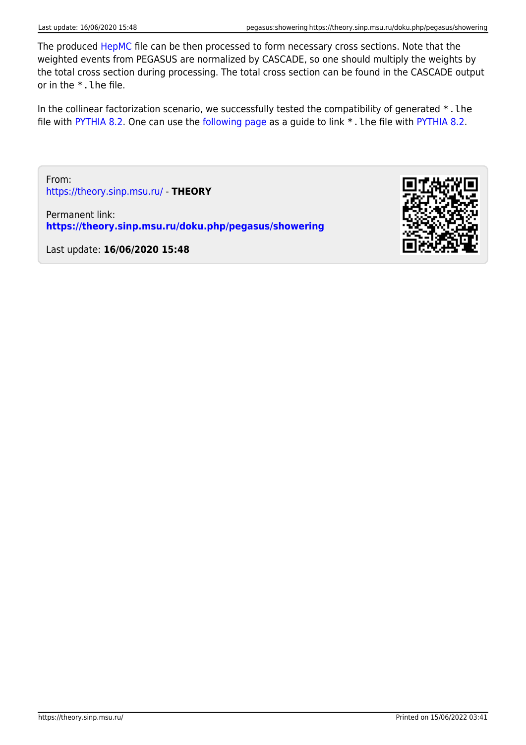The produced HepMC file can be then processed to form necessary cross sections. Note that the weighted events from PEGASUS are normalized by CASCADE, so one should multiply the weights by the total cross section during processing. The total cross section can be found in the CASCADE output or in the `*.lhe` file.

In the collinear factorization scenario, we successfully tested the compatibility of generated `*.lhe` file with PYTHIA 8.2. One can use the following page as a guide to link `*.lhe` file with PYTHIA 8.2.

From:
https://theory.sinp.msu.ru/ - **THEORY**

Permanent link:
**https://theory.sinp.msu.ru/doku.php/pegasus/showering**

Last update: **16/06/2020 15:48**